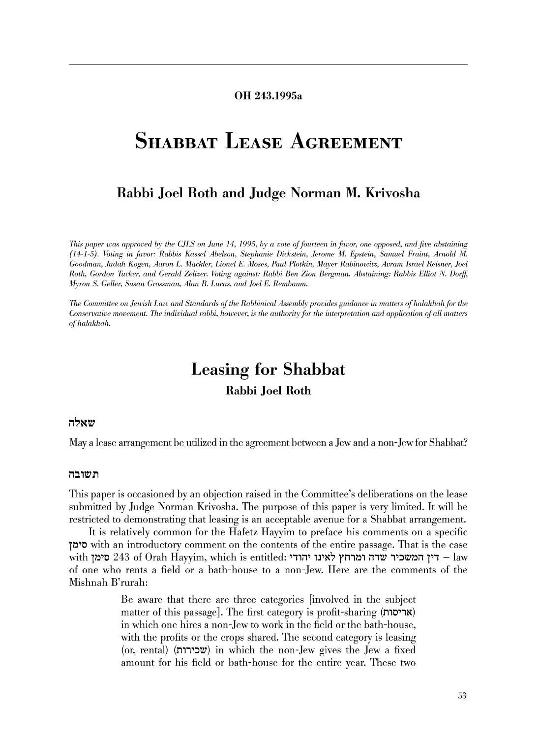OH 243.1995a

# Shabbat Lease Agreement

## Rabbi Joel Roth and Judge Norman M. Krivosha

*This paper was approved by the CJLS on June 14, 1995, by a vote of fourteen in favor, one opposed, and five abstaining (14-1-5). Voting in favor: Rabbis Kassel Abelson, Stephanie Dickstein, Jerome M. Epstein, Samuel Fraint, Arnold M. Goodman, Judah Kogen, Aaron L. Mackler, Lionel E. Moses, Paul Plotkin, Mayer Rabinowitz, Avram Israel Reisner, Joel Roth, Gordon Tucker, and Gerald Zelizer. Voting against: Rabbi Ben Zion Bergman. Abstaining: Rabbis Elliot N. Dorff, Myron S. Geller, Susan Grossman, Alan B. Lucas, and Joel E. Rembaum.*

*The Committee on Jewish Law and Standards of the Rabbinical Assembly provides guidance in matters of halakhah for the Conservative movement. The individual rabbi, however, is the authority for the interpretation and application of all matters of halakhah.*

## Leasing for Shabbat

### Rabbi Joel Roth

### שאלה

May a lease arrangement be utilized in the agreement between a Jew and a non-Jew for Shabbat?

### תשובה

This paper is occasioned by an objection raised in the Committee's deliberations on the lease submitted by Judge Norman Krivosha. The purpose of this paper is very limited. It will be restricted to demonstrating that leasing is an acceptable avenue for a Shabbat arrangement.

It is relatively common for the Hafetz Hayyim to preface his comments on a specific סימן with an introductory comment on the contents of the entire passage. That is the case with סימן 243 of Orah Hayyim, which is entitled: דין המשכיר שדה ומרחץ לאינו יהודי – law of one who rents a field or a bath-house to a non-Jew. Here are the comments of the Mishnah B'rurah:

> Be aware that there are three categories [involved in the subject matter of this passage]. The first category is profit-sharing (אריסות) in which one hires a non-Jew to work in the field or the bath-house, with the profits or the crops shared. The second category is leasing (or, rental) (שכירות) in which the non-Jew gives the Jew a fixed amount for his field or bath-house for the entire year. These two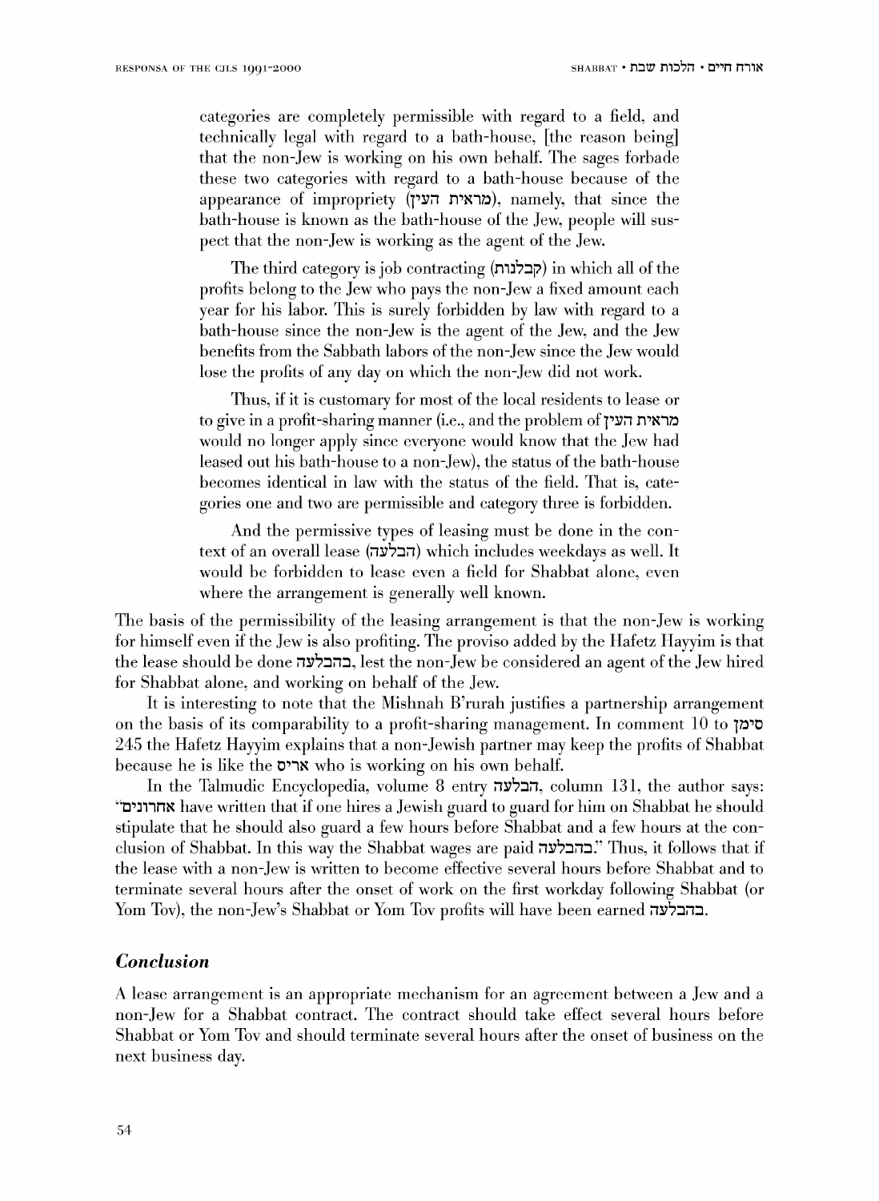categories are completely permissible with regard to a field, and technically legal with regard to a bath-house, [the reason being] that the non-Jew is working on his own behalf. The sages forbade these two categories with regard to a bath-house because of the appearance of impropriety (מראית העין), namely, that since the bath-house is known as the bath-house of the Jew, people will suspect that the non-Jew is working as the agent of the Jew.

> The third category is job contracting (קבלנות) in which all of the profits belong to the Jew who pays the non-Jew a fixed amount each year for his labor. This is surely forbidden by law with regard to a bath-house since the non-Jew is the agent of the Jew, and the Jew benefits from the Sabbath labors of the non-Jew since the Jew would lose the profits of any day on which the non-Jew did not work.
>
> Thus, if it is customary for most of the local residents to lease or to give in a profit-sharing manner (i.e., and the problem of מראית העין would no longer apply since everyone would know that the Jew had leased out his bath-house to a non-Jew), the status of the bath-house becomes identical in law with the status of the field. That is, categories one and two are permissible and category three is forbidden.
>
> And the permissive types of leasing must be done in the context of an overall lease (הבלעה) which includes weekdays as well. It would be forbidden to lease even a field for Shabbat alone, even where the arrangement is generally well known.

The basis of the permissibility of the leasing arrangement is that the non-Jew is working for himself even if the Jew is also profiting. The proviso added by the Hafetz Hayyim is that the lease should be done בהבלעה, lest the non-Jew be considered an agent of the Jew hired for Shabbat alone, and working on behalf of the Jew.

It is interesting to note that the Mishnah B'rurah justifies a partnership arrangement on the basis of its comparability to a profit-sharing management. In comment 10 to סימן 245 the Hafetz Hayyim explains that a non-Jewish partner may keep the profits of Shabbat because he is like the אריס who is working on his own behalf.

In the Talmudic Encyclopedia, volume 8 entry הבלעה, column 131, the author says: "אחרונים have written that if one hires a Jewish guard to guard for him on Shabbat he should stipulate that he should also guard a few hours before Shabbat and a few hours at the conclusion of Shabbat. In this way the Shabbat wages are paid בהבלעה." Thus, it follows that if the lease with a non-Jew is written to become effective several hours before Shabbat and to terminate several hours after the onset of work on the first workday following Shabbat (or Yom Tov), the non-Jew's Shabbat or Yom Tov profits will have been earned בהבלעה.

## *Conclusion*

A lease arrangement is an appropriate mechanism for an agreement between a Jew and a non-Jew for a Shabbat contract. The contract should take effect several hours before Shabbat or Yom Tov and should terminate several hours after the onset of business on the next business day.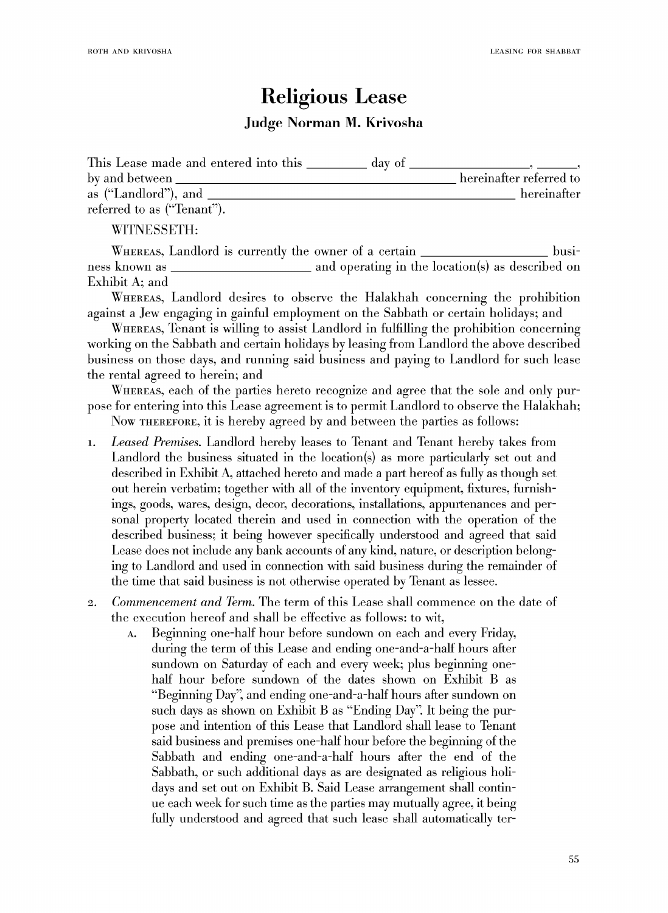# Religious Lease

### Judge Norman M. Krivosha

This Lease made and entered into this _________ day of __________________, ______, by and between _____________________________________________ hereinafter referred to as ("Landlord"), and _____________________________________________ hereinafter referred to as ("Tenant").

WITNESSETH:

WHEREAS, Landlord is currently the owner of a certain ___________________ business known as _____________________ and operating in the location(s) as described on Exhibit A; and

WHEREAS, Landlord desires to observe the Halakhah concerning the prohibition against a Jew engaging in gainful employment on the Sabbath or certain holidays; and

WHEREAS, Tenant is willing to assist Landlord in fulfilling the prohibition concerning working on the Sabbath and certain holidays by leasing from Landlord the above described business on those days, and running said business and paying to Landlord for such lease the rental agreed to herein; and

WHEREAS, each of the parties hereto recognize and agree that the sole and only purpose for entering into this Lease agreement is to permit Landlord to observe the Halakhah;

NOW THEREFORE, it is hereby agreed by and between the parties as follows:

1. *Leased Premises.* Landlord hereby leases to Tenant and Tenant hereby takes from Landlord the business situated in the location(s) as more particularly set out and described in Exhibit A, attached hereto and made a part hereof as fully as though set out herein verbatim; together with all of the inventory equipment, fixtures, furnishings, goods, wares, design, decor, decorations, installations, appurtenances and personal property located therein and used in connection with the operation of the described business; it being however specifically understood and agreed that said Lease does not include any bank accounts of any kind, nature, or description belonging to Landlord and used in connection with said business during the remainder of the time that said business is not otherwise operated by Tenant as lessee.

2. *Commencement and Term.* The term of this Lease shall commence on the date of the execution hereof and shall be effective as follows: to wit,

   A. Beginning one-half hour before sundown on each and every Friday, during the term of this Lease and ending one-and-a-half hours after sundown on Saturday of each and every week; plus beginning one-half hour before sundown of the dates shown on Exhibit B as "Beginning Day", and ending one-and-a-half hours after sundown on such days as shown on Exhibit B as "Ending Day". It being the purpose and intention of this Lease that Landlord shall lease to Tenant said business and premises one-half hour before the beginning of the Sabbath and ending one-and-a-half hours after the end of the Sabbath, or such additional days as are designated as religious holidays and set out on Exhibit B. Said Lease arrangement shall continue each week for such time as the parties may mutually agree, it being fully understood and agreed that such lease shall automatically ter-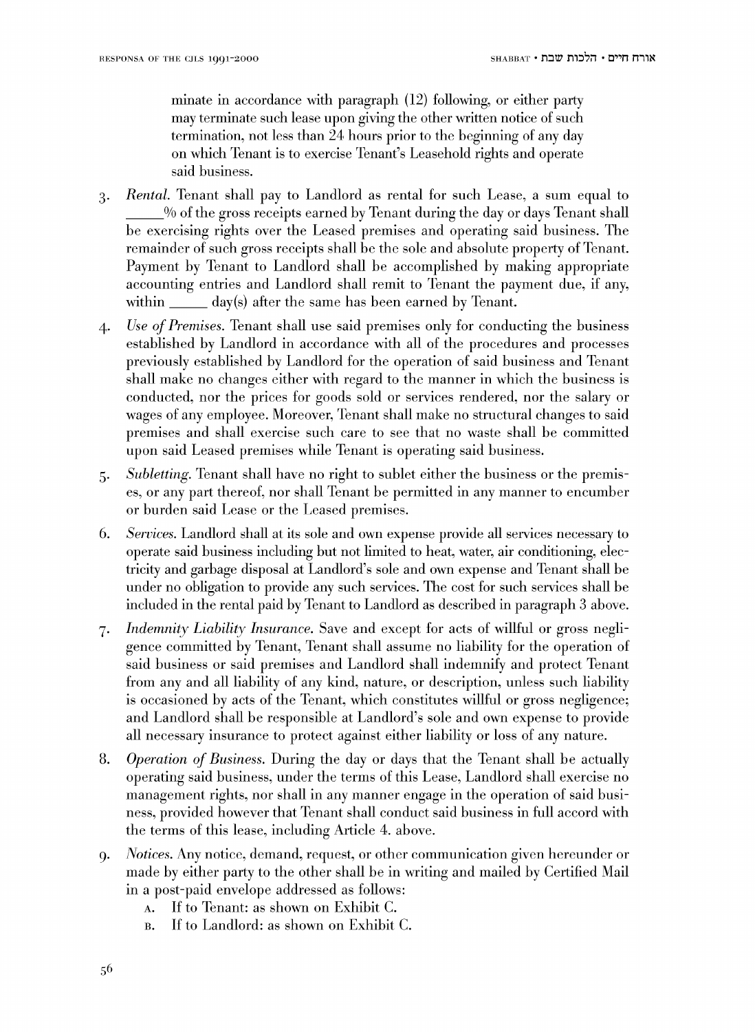minate in accordance with paragraph (12) following, or either party may terminate such lease upon giving the other written notice of such termination, not less than 24 hours prior to the beginning of any day on which Tenant is to exercise Tenant's Leasehold rights and operate said business.

3. *Rental.* Tenant shall pay to Landlord as rental for such Lease, a sum equal to _____% of the gross receipts earned by Tenant during the day or days Tenant shall be exercising rights over the Leased premises and operating said business. The remainder of such gross receipts shall be the sole and absolute property of Tenant. Payment by Tenant to Landlord shall be accomplished by making appropriate accounting entries and Landlord shall remit to Tenant the payment due, if any, within _____ day(s) after the same has been earned by Tenant.

4. *Use of Premises.* Tenant shall use said premises only for conducting the business established by Landlord in accordance with all of the procedures and processes previously established by Landlord for the operation of said business and Tenant shall make no changes either with regard to the manner in which the business is conducted, nor the prices for goods sold or services rendered, nor the salary or wages of any employee. Moreover, Tenant shall make no structural changes to said premises and shall exercise such care to see that no waste shall be committed upon said Leased premises while Tenant is operating said business.

5. *Subletting.* Tenant shall have no right to sublet either the business or the premises, or any part thereof, nor shall Tenant be permitted in any manner to encumber or burden said Lease or the Leased premises.

6. *Services.* Landlord shall at its sole and own expense provide all services necessary to operate said business including but not limited to heat, water, air conditioning, electricity and garbage disposal at Landlord's sole and own expense and Tenant shall be under no obligation to provide any such services. The cost for such services shall be included in the rental paid by Tenant to Landlord as described in paragraph 3 above.

7. *Indemnity Liability Insurance.* Save and except for acts of willful or gross negligence committed by Tenant, Tenant shall assume no liability for the operation of said business or said premises and Landlord shall indemnify and protect Tenant from any and all liability of any kind, nature, or description, unless such liability is occasioned by acts of the Tenant, which constitutes willful or gross negligence; and Landlord shall be responsible at Landlord's sole and own expense to provide all necessary insurance to protect against either liability or loss of any nature.

8. *Operation of Business.* During the day or days that the Tenant shall be actually operating said business, under the terms of this Lease, Landlord shall exercise no management rights, nor shall in any manner engage in the operation of said business, provided however that Tenant shall conduct said business in full accord with the terms of this lease, including Article 4. above.

9. *Notices.* Any notice, demand, request, or other communication given hereunder or made by either party to the other shall be in writing and mailed by Certified Mail in a post-paid envelope addressed as follows:
   - A. If to Tenant: as shown on Exhibit C.
   - B. If to Landlord: as shown on Exhibit C.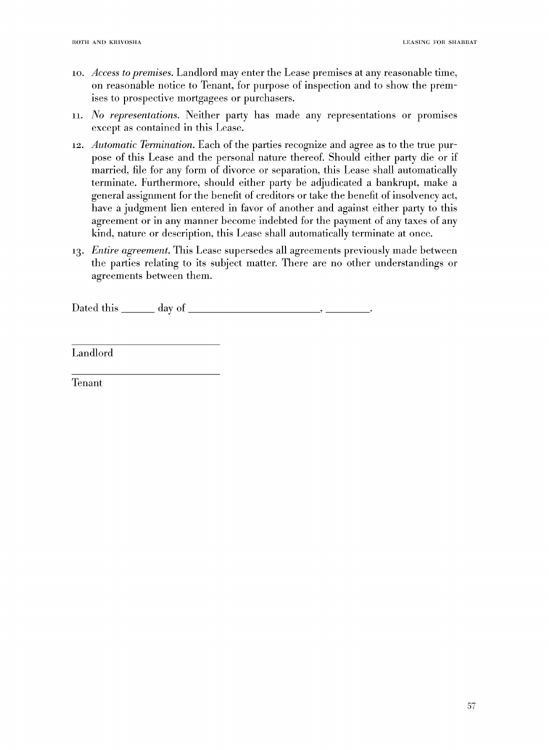10. *Access to premises.* Landlord may enter the Lease premises at any reasonable time, on reasonable notice to Tenant, for purpose of inspection and to show the premises to prospective mortgagees or purchasers.
11. *No representations.* Neither party has made any representations or promises except as contained in this Lease.
12. *Automatic Termination.* Each of the parties recognize and agree as to the true purpose of this Lease and the personal nature thereof. Should either party die or if married, file for any form of divorce or separation, this Lease shall automatically terminate. Furthermore, should either party be adjudicated a bankrupt, make a general assignment for the benefit of creditors or take the benefit of insolvency act, have a judgment lien entered in favor of another and against either party to this agreement or in any manner become indebted for the payment of any taxes of any kind, nature or description, this Lease shall automatically terminate at once.
13. *Entire agreement.* This Lease supersedes all agreements previously made between the parties relating to its subject matter. There are no other understandings or agreements between them.

Dated this ______ day of ________________________, ________.

____________________________
Landlord

____________________________
Tenant